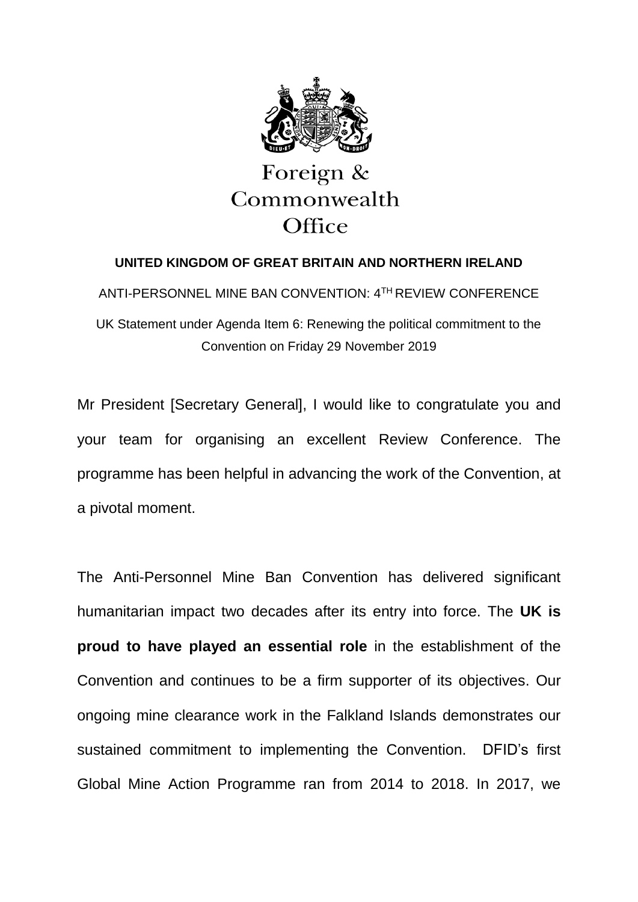Foreign & Commonwealth Office

**UNITED KINGDOM OF GREAT BRITAIN AND NORTHERN IRELAND**

ANTI-PERSONNEL MINE BAN CONVENTION: 4TH REVIEW CONFERENCE

UK Statement under Agenda Item 6: Renewing the political commitment to the Convention on Friday 29 November 2019

Mr President [Secretary General], I would like to congratulate you and your team for organising an excellent Review Conference. The programme has been helpful in advancing the work of the Convention, at a pivotal moment.

The Anti-Personnel Mine Ban Convention has delivered significant humanitarian impact two decades after its entry into force. The **UK is proud to have played an essential role** in the establishment of the Convention and continues to be a firm supporter of its objectives. Our ongoing mine clearance work in the Falkland Islands demonstrates our sustained commitment to implementing the Convention. DFID's first Global Mine Action Programme ran from 2014 to 2018. In 2017, we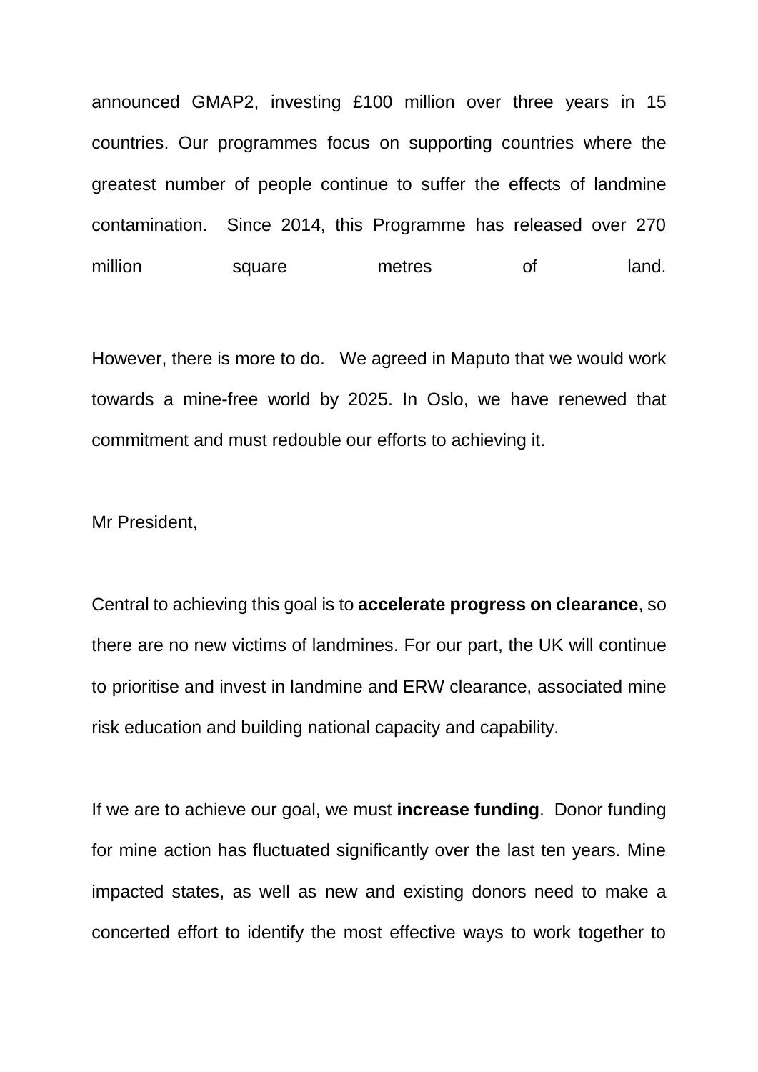announced GMAP2, investing £100 million over three years in 15 countries. Our programmes focus on supporting countries where the greatest number of people continue to suffer the effects of landmine contamination. Since 2014, this Programme has released over 270 million square metres of land.

However, there is more to do. We agreed in Maputo that we would work towards a mine-free world by 2025. In Oslo, we have renewed that commitment and must redouble our efforts to achieving it.

Mr President,

Central to achieving this goal is to **accelerate progress on clearance**, so there are no new victims of landmines. For our part, the UK will continue to prioritise and invest in landmine and ERW clearance, associated mine risk education and building national capacity and capability.

If we are to achieve our goal, we must **increase funding**. Donor funding for mine action has fluctuated significantly over the last ten years. Mine impacted states, as well as new and existing donors need to make a concerted effort to identify the most effective ways to work together to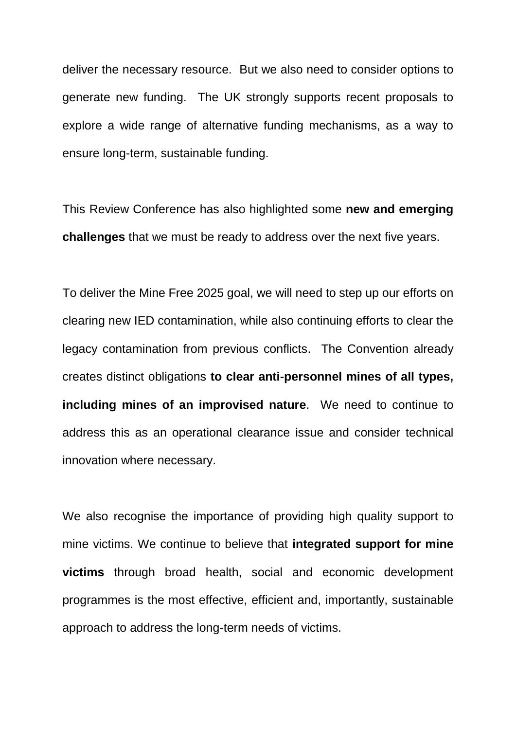deliver the necessary resource. But we also need to consider options to generate new funding. The UK strongly supports recent proposals to explore a wide range of alternative funding mechanisms, as a way to ensure long-term, sustainable funding.

This Review Conference has also highlighted some **new and emerging challenges** that we must be ready to address over the next five years.

To deliver the Mine Free 2025 goal, we will need to step up our efforts on clearing new IED contamination, while also continuing efforts to clear the legacy contamination from previous conflicts. The Convention already creates distinct obligations **to clear anti-personnel mines of all types, including mines of an improvised nature**. We need to continue to address this as an operational clearance issue and consider technical innovation where necessary.

We also recognise the importance of providing high quality support to mine victims. We continue to believe that **integrated support for mine victims** through broad health, social and economic development programmes is the most effective, efficient and, importantly, sustainable approach to address the long-term needs of victims.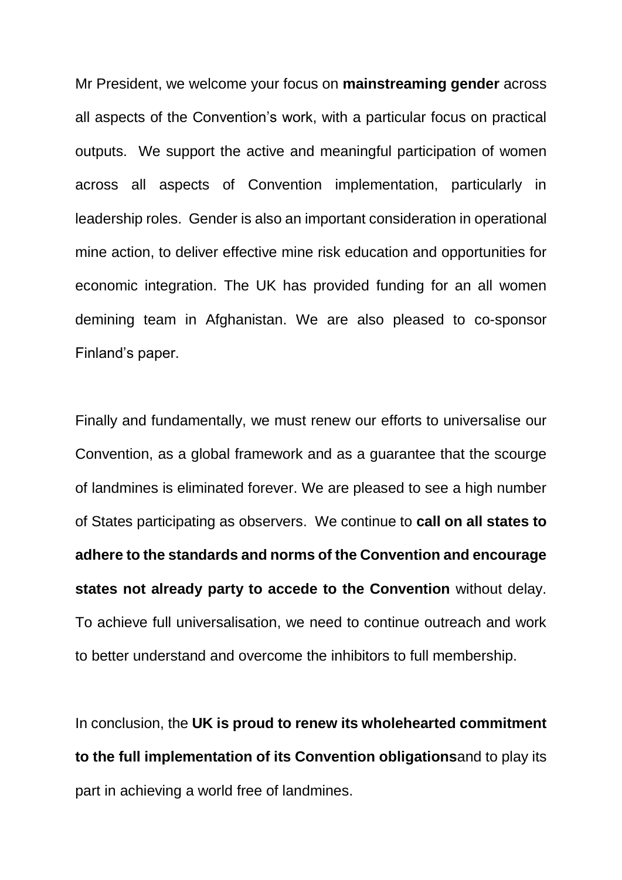Mr President, we welcome your focus on **mainstreaming gender** across all aspects of the Convention's work, with a particular focus on practical outputs. We support the active and meaningful participation of women across all aspects of Convention implementation, particularly in leadership roles. Gender is also an important consideration in operational mine action, to deliver effective mine risk education and opportunities for economic integration. The UK has provided funding for an all women demining team in Afghanistan. We are also pleased to co-sponsor Finland's paper.

Finally and fundamentally, we must renew our efforts to universalise our Convention, as a global framework and as a guarantee that the scourge of landmines is eliminated forever. We are pleased to see a high number of States participating as observers. We continue to **call on all states to adhere to the standards and norms of the Convention and encourage states not already party to accede to the Convention** without delay. To achieve full universalisation, we need to continue outreach and work to better understand and overcome the inhibitors to full membership.

In conclusion, the **UK is proud to renew its wholehearted commitment to the full implementation of its Convention obligations**and to play its part in achieving a world free of landmines.